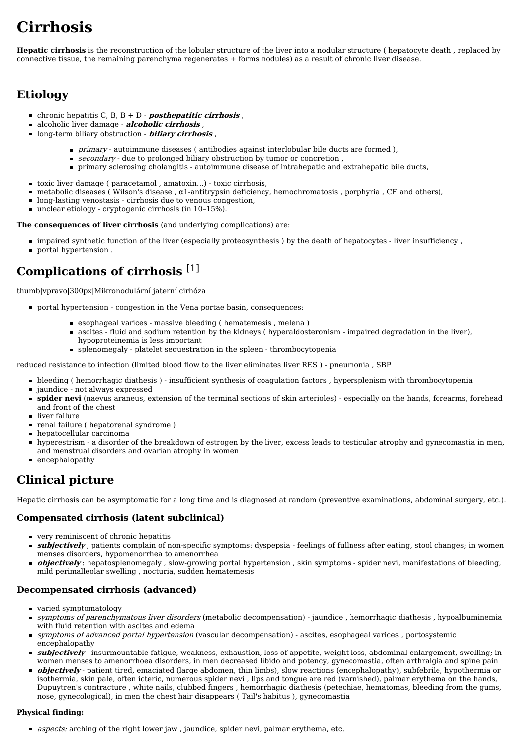# Cirrhosis

**Hepatic cirrhosis** is the reconstruction of the lobular structure of the liver into a nodular structure ( hepatocyte death , replaced by connective tissue, the remaining parenchyma regenerates + forms nodules) as a result of chronic liver disease.

## Etiology

- chronic hepatitis C, B, B + D - ***posthepatitic cirrhosis*** ,
- alcoholic liver damage - ***alcoholic cirrhosis*** ,
- long-term biliary obstruction - ***biliary cirrhosis*** ,
    - *primary* - autoimmune diseases ( antibodies against interlobular bile ducts are formed ),
    - *secondary* - due to prolonged biliary obstruction by tumor or concretion ,
    - primary sclerosing cholangitis - autoimmune disease of intrahepatic and extrahepatic bile ducts,
- toxic liver damage ( paracetamol , amatoxin...) - toxic cirrhosis,
- metabolic diseases ( Wilson's disease , α1-antitrypsin deficiency, hemochromatosis , porphyria , CF and others),
- long-lasting venostasis - cirrhosis due to venous congestion,
- unclear etiology - cryptogenic cirrhosis (in 10–15%).

**The consequences of liver cirrhosis** (and underlying complications) are:

- impaired synthetic function of the liver (especially proteosynthesis ) by the death of hepatocytes - liver insufficiency ,
- portal hypertension .

## Complications of cirrhosis [1]

thumb|vpravo|300px|Mikronodulární jaterní cirhóza

- portal hypertension - congestion in the Vena portae basin, consequences:
    - esophageal varices - massive bleeding ( hematemesis , melena )
    - ascites - fluid and sodium retention by the kidneys ( hyperaldosteronism - impaired degradation in the liver), hypoproteinemia is less important
    - splenomegaly - platelet sequestration in the spleen - thrombocytopenia

reduced resistance to infection (limited blood flow to the liver eliminates liver RES ) - pneumonia , SBP

- bleeding ( hemorrhagic diathesis ) - insufficient synthesis of coagulation factors , hypersplenism with thrombocytopenia
- jaundice - not always expressed
- **spider nevi** (naevus araneus, extension of the terminal sections of skin arterioles) - especially on the hands, forearms, forehead and front of the chest
- liver failure
- renal failure ( hepatorenal syndrome )
- hepatocellular carcinoma
- hyperestrism - a disorder of the breakdown of estrogen by the liver, excess leads to testicular atrophy and gynecomastia in men, and menstrual disorders and ovarian atrophy in women
- encephalopathy

## Clinical picture

Hepatic cirrhosis can be asymptomatic for a long time and is diagnosed at random (preventive examinations, abdominal surgery, etc.).

### Compensated cirrhosis (latent subclinical)

- very reminiscent of chronic hepatitis
- ***subjectively*** , patients complain of non-specific symptoms: dyspepsia - feelings of fullness after eating, stool changes; in women menses disorders, hypomenorrhea to amenorrhea
- ***objectively*** : hepatosplenomegaly , slow-growing portal hypertension , skin symptoms - spider nevi, manifestations of bleeding, mild perimalleolar swelling , nocturia, sudden hematemesis

### Decompensated cirrhosis (advanced)

- varied symptomatology
- *symptoms of parenchymatous liver disorders* (metabolic decompensation) - jaundice , hemorrhagic diathesis , hypoalbuminemia with fluid retention with ascites and edema
- *symptoms of advanced portal hypertension* (vascular decompensation) - ascites, esophageal varices , portosystemic encephalopathy
- ***subjectively*** - insurmountable fatigue, weakness, exhaustion, loss of appetite, weight loss, abdominal enlargement, swelling; in women menses to amenorrhoea disorders, in men decreased libido and potency, gynecomastia, often arthralgia and spine pain
- ***objectively*** - patient tired, emaciated (large abdomen, thin limbs), slow reactions (encephalopathy), subfebrile, hypothermia or isothermia, skin pale, often icteric, numerous spider nevi , lips and tongue are red (varnished), palmar erythema on the hands, Dupuytren's contracture , white nails, clubbed fingers , hemorrhagic diathesis (petechiae, hematomas, bleeding from the gums, nose, gynecological), in men the chest hair disappears ( Tail's habitus ), gynecomastia

**Physical finding:**

- *aspects:* arching of the right lower jaw , jaundice, spider nevi, palmar erythema, etc.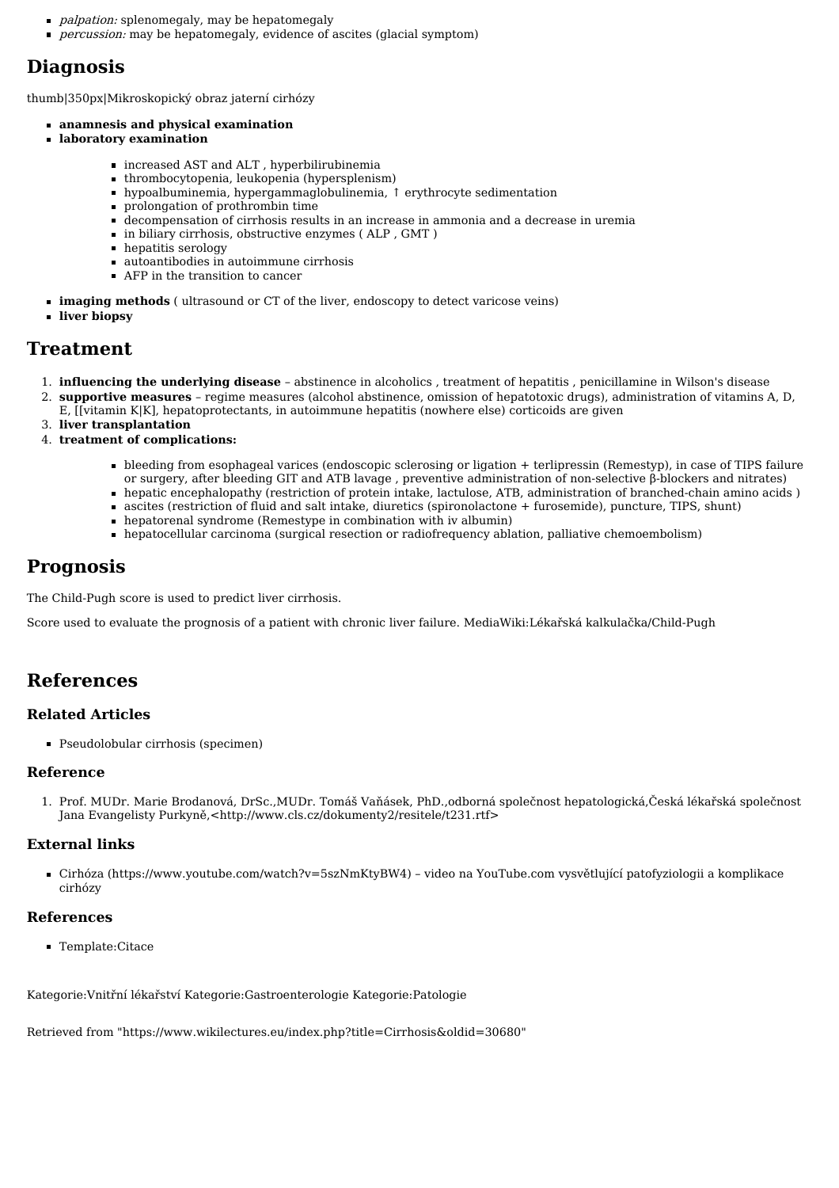- *palpation:* splenomegaly, may be hepatomegaly
- *percussion:* may be hepatomegaly, evidence of ascites (glacial symptom)

## Diagnosis

thumb|350px|Mikroskopický obraz jaterní cirhózy

- **anamnesis and physical examination**
- **laboratory examination**
  - increased AST and ALT , hyperbilirubinemia
  - thrombocytopenia, leukopenia (hypersplenism)
  - hypoalbuminemia, hypergammaglobulinemia, ↑ erythrocyte sedimentation
  - prolongation of prothrombin time
  - decompensation of cirrhosis results in an increase in ammonia and a decrease in uremia
  - in biliary cirrhosis, obstructive enzymes ( ALP , GMT )
  - hepatitis serology
  - autoantibodies in autoimmune cirrhosis
  - AFP in the transition to cancer
- **imaging methods** ( ultrasound or CT of the liver, endoscopy to detect varicose veins)
- **liver biopsy**

## Treatment

1. **influencing the underlying disease** – abstinence in alcoholics , treatment of hepatitis , penicillamine in Wilson's disease
2. **supportive measures** – regime measures (alcohol abstinence, omission of hepatotoxic drugs), administration of vitamins A, D, E, [[vitamin K|K], hepatoprotectants, in autoimmune hepatitis (nowhere else) corticoids are given
3. **liver transplantation**
4. **treatment of complications:**
   - bleeding from esophageal varices (endoscopic sclerosing or ligation + terlipressin (Remestyp), in case of TIPS failure or surgery, after bleeding GIT and ATB lavage , preventive administration of non-selective β-blockers and nitrates)
   - hepatic encephalopathy (restriction of protein intake, lactulose, ATB, administration of branched-chain amino acids )
   - ascites (restriction of fluid and salt intake, diuretics (spironolactone + furosemide), puncture, TIPS, shunt)
   - hepatorenal syndrome (Remestype in combination with iv albumin)
   - hepatocellular carcinoma (surgical resection or radiofrequency ablation, palliative chemoembolism)

## Prognosis

The Child-Pugh score is used to predict liver cirrhosis.

Score used to evaluate the prognosis of a patient with chronic liver failure. MediaWiki:Lékařská kalkulačka/Child-Pugh

## References

### Related Articles

- Pseudolobular cirrhosis (specimen)

### Reference

1. Prof. MUDr. Marie Brodanová, DrSc.,MUDr. Tomáš Vaňásek, PhD.,odborná společnost hepatologická,Česká lékařská společnost Jana Evangelisty Purkyně,<http://www.cls.cz/dokumenty2/resitele/t231.rtf>

### External links

- Cirhóza (https://www.youtube.com/watch?v=5szNmKtyBW4) – video na YouTube.com vysvětlující patofyziologii a komplikace cirhózy

### References

- Template:Citace

Kategorie:Vnitřní lékařství Kategorie:Gastroenterologie Kategorie:Patologie

Retrieved from "https://www.wikilectures.eu/index.php?title=Cirrhosis&oldid=30680"